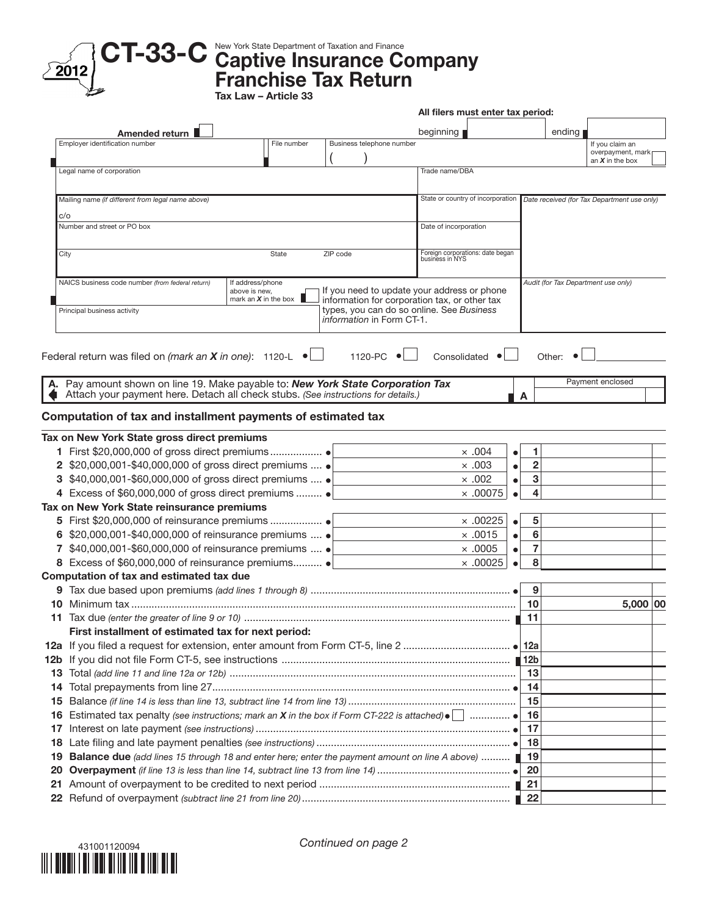# CT-33-C

2012

New York State Department of Taxation and Finance

## Captive Insurance Company Franchise Tax Return

**Tax Law – Article 33**

**All filers must enter tax period:**

beginning ____ ending ____

Amended return ☐

If you claim an overpayment, mark an *X* in the box ☐

| Employer identification number | File number | Business telephone number | |
|---|---|---|---|
| Legal name of corporation | | | Trade name/DBA |
| Mailing name *(if different from legal name above)* c/o | | | State or country of incorporation |
| Number and street or PO box | | | Date of incorporation |
| City | State | ZIP code | Foreign corporations: date began business in NYS |
| NAICS business code number *(from federal return)* | If address/phone above is new, mark an *X* in the box ☐ | If you need to update your address or phone information for corporation tax, or other tax types, you can do so online. See *Business information* in Form CT-1. | |
| Principal business activity | | | |

Date received (for Tax Department use only)

Audit (for Tax Department use only)

Federal return was filed on *(mark an X in one)*: 1120-L ☐ 1120-PC ☐ Consolidated ☐ Other: ☐ ________

**A.** Pay amount shown on line 19. Make payable to: ***New York State Corporation Tax***
Attach your payment here. Detach all check stubs. *(See instructions for details.)* **A** Payment enclosed ____

### Computation of tax and installment payments of estimated tax

**Tax on New York State gross direct premiums**

| Line | Description | Amount | Rate | Line | Tax |
|---|---|---|---|---|---|
| 1 | First $20,000,000 of gross direct premiums | | × .004 | 1 | |
| 2 | $20,000,001-$40,000,000 of gross direct premiums | | × .003 | 2 | |
| 3 | $40,000,001-$60,000,000 of gross direct premiums | | × .002 | 3 | |
| 4 | Excess of $60,000,000 of gross direct premiums | | × .00075 | 4 | |

**Tax on New York State reinsurance premiums**

| Line | Description | Amount | Rate | Line | Tax |
|---|---|---|---|---|---|
| 5 | First $20,000,000 of reinsurance premiums | | × .00225 | 5 | |
| 6 | $20,000,001-$40,000,000 of reinsurance premiums | | × .0015 | 6 | |
| 7 | $40,000,001-$60,000,000 of reinsurance premiums | | × .0005 | 7 | |
| 8 | Excess of $60,000,000 of reinsurance premiums | | × .00025 | 8 | |

**Computation of tax and estimated tax due**

| Line | Description | Line | Amount |
|---|---|---|---|
| 9 | Tax due based upon premiums *(add lines 1 through 8)* | 9 | |
| 10 | Minimum tax | 10 | 5,000 00 |
| 11 | Tax due *(enter the greater of line 9 or 10)* | 11 | |
| | **First installment of estimated tax for next period:** | | |
| 12a | If you filed a request for extension, enter amount from Form CT-5, line 2 | 12a | |
| 12b | If you did not file Form CT-5, see instructions | 12b | |
| 13 | Total *(add line 11 and line 12a or 12b)* | 13 | |
| 14 | Total prepayments from line 27 | 14 | |
| 15 | Balance *(if line 14 is less than line 13, subtract line 14 from line 13)* | 15 | |
| 16 | Estimated tax penalty *(see instructions; mark an X in the box if Form CT-222 is attached)* ☐ | 16 | |
| 17 | Interest on late payment *(see instructions)* | 17 | |
| 18 | Late filing and late payment penalties *(see instructions)* | 18 | |
| 19 | **Balance due** *(add lines 15 through 18 and enter here; enter the payment amount on line A above)* | 19 | |
| 20 | **Overpayment** *(if line 13 is less than line 14, subtract line 13 from line 14)* | 20 | |
| 21 | Amount of overpayment to be credited to next period | 21 | |
| 22 | Refund of overpayment *(subtract line 21 from line 20)* | 22 | |

431001120094

*Continued on page 2*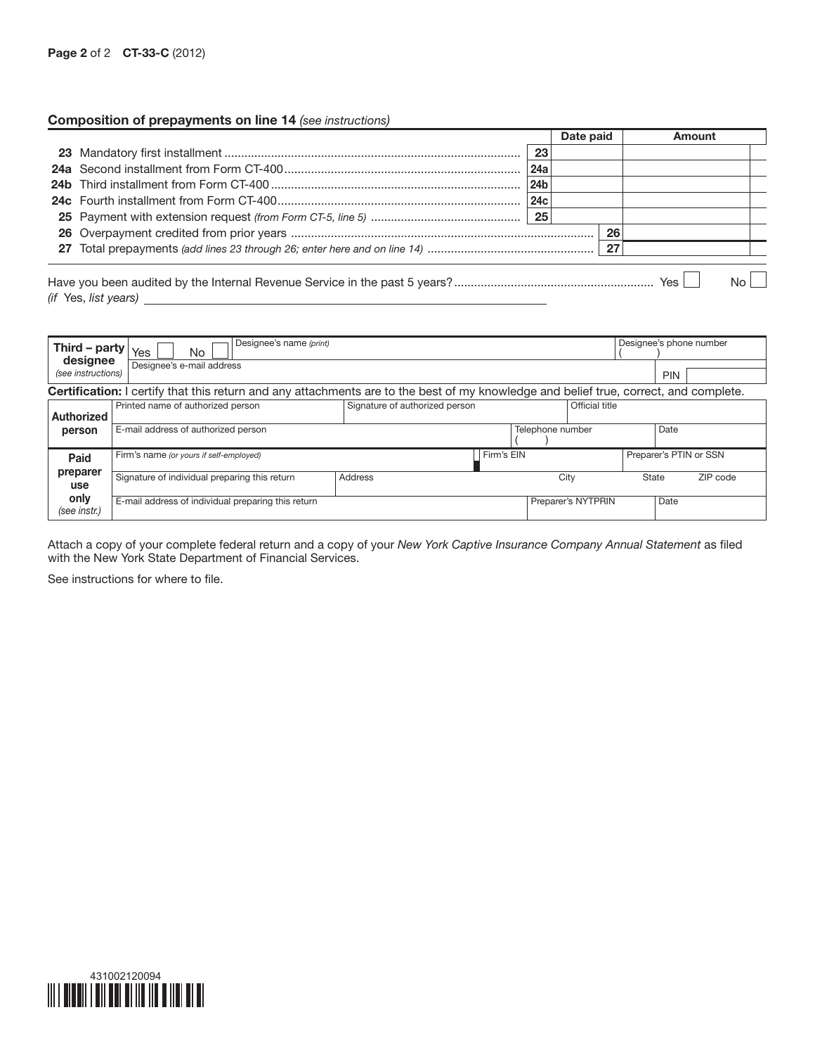**Composition of prepayments on line 14** *(see instructions)*

| | | Date paid | Amount |
|---|---|---|---|
| **23** Mandatory first installment | 23 | | |
| **24a** Second installment from Form CT-400 | 24a | | |
| **24b** Third installment from Form CT-400 | 24b | | |
| **24c** Fourth installment from Form CT-400 | 24c | | |
| **25** Payment with extension request *(from Form CT-5, line 5)* | 25 | | |
| **26** Overpayment credited from prior years | | 26 | |
| **27** Total prepayments *(add lines 23 through 26; enter here and on line 14)* | | 27 | |

Have you been audited by the Internal Revenue Service in the past 5 years? Yes ☐ No ☐

*(if* Yes, *list years)* ______________________________

| | | | | |
|---|---|---|---|---|
| **Third – party designee** *(see instructions)* | Yes ☐ No ☐ | Designee's name *(print)* | | Designee's phone number ( ) |
| | Designee's e-mail address | | | PIN |

**Certification:** I certify that this return and any attachments are to the best of my knowledge and belief true, correct, and complete.

| | | | | |
|---|---|---|---|---|
| **Authorized person** | Printed name of authorized person | Signature of authorized person | Official title | |
| | E-mail address of authorized person | | Telephone number ( ) | Date |
| **Paid preparer use only** *(see instr.)* | Firm's name *(or yours if self-employed)* | Firm's EIN | | Preparer's PTIN or SSN |
| | Signature of individual preparing this return | Address | City | State ZIP code |
| | E-mail address of individual preparing this return | | Preparer's NYTPRIN | Date |

Attach a copy of your complete federal return and a copy of your *New York Captive Insurance Company Annual Statement* as filed with the New York State Department of Financial Services.

See instructions for where to file.

431002120094